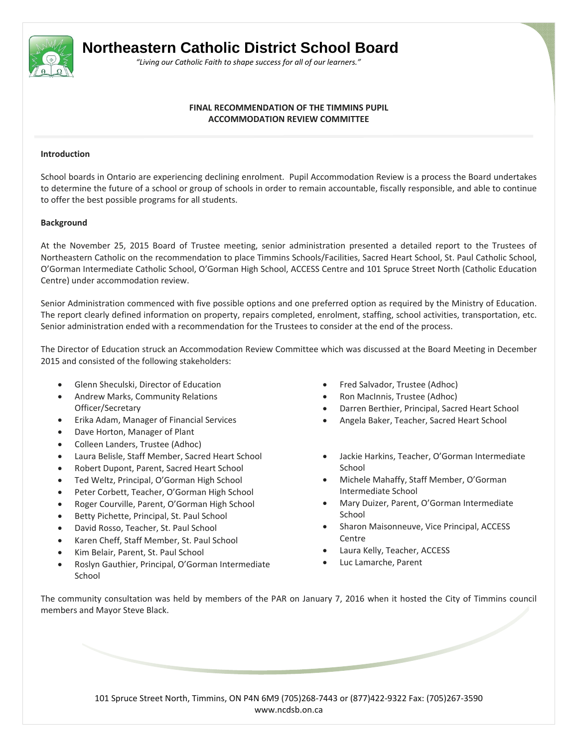# Northeastern Catholic District School Board

*"Living our Catholic Faith to shape success for all of our learners."*

## FINAL RECOMMENDATION OF THE TIMMINS PUPIL ACCOMMODATION REVIEW COMMITTEE

### Introduction

School boards in Ontario are experiencing declining enrolment. Pupil Accommodation Review is a process the Board undertakes to determine the future of a school or group of schools in order to remain accountable, fiscally responsible, and able to continue to offer the best possible programs for all students.

### Background

At the November 25, 2015 Board of Trustee meeting, senior administration presented a detailed report to the Trustees of Northeastern Catholic on the recommendation to place Timmins Schools/Facilities, Sacred Heart School, St. Paul Catholic School, O'Gorman Intermediate Catholic School, O'Gorman High School, ACCESS Centre and 101 Spruce Street North (Catholic Education Centre) under accommodation review.

Senior Administration commenced with five possible options and one preferred option as required by the Ministry of Education. The report clearly defined information on property, repairs completed, enrolment, staffing, school activities, transportation, etc. Senior administration ended with a recommendation for the Trustees to consider at the end of the process.

The Director of Education struck an Accommodation Review Committee which was discussed at the Board Meeting in December 2015 and consisted of the following stakeholders:

- Glenn Sheculski, Director of Education
- Andrew Marks, Community Relations Officer/Secretary
- Erika Adam, Manager of Financial Services
- Dave Horton, Manager of Plant
- Colleen Landers, Trustee (Adhoc)
- Laura Belisle, Staff Member, Sacred Heart School
- Robert Dupont, Parent, Sacred Heart School
- Ted Weltz, Principal, O'Gorman High School
- Peter Corbett, Teacher, O'Gorman High School
- Roger Courville, Parent, O'Gorman High School
- Betty Pichette, Principal, St. Paul School
- David Rosso, Teacher, St. Paul School
- Karen Cheff, Staff Member, St. Paul School
- Kim Belair, Parent, St. Paul School
- Roslyn Gauthier, Principal, O'Gorman Intermediate School
- Fred Salvador, Trustee (Adhoc)
- Ron MacInnis, Trustee (Adhoc)
- Darren Berthier, Principal, Sacred Heart School
- Angela Baker, Teacher, Sacred Heart School
- Jackie Harkins, Teacher, O'Gorman Intermediate School
- Michele Mahaffy, Staff Member, O'Gorman Intermediate School
- Mary Duizer, Parent, O'Gorman Intermediate School
- Sharon Maisonneuve, Vice Principal, ACCESS Centre
- Laura Kelly, Teacher, ACCESS
- Luc Lamarche, Parent

The community consultation was held by members of the PAR on January 7, 2016 when it hosted the City of Timmins council members and Mayor Steve Black.

101 Spruce Street North, Timmins, ON P4N 6M9 (705)268-7443 or (877)422-9322 Fax: (705)267-3590
www.ncdsb.on.ca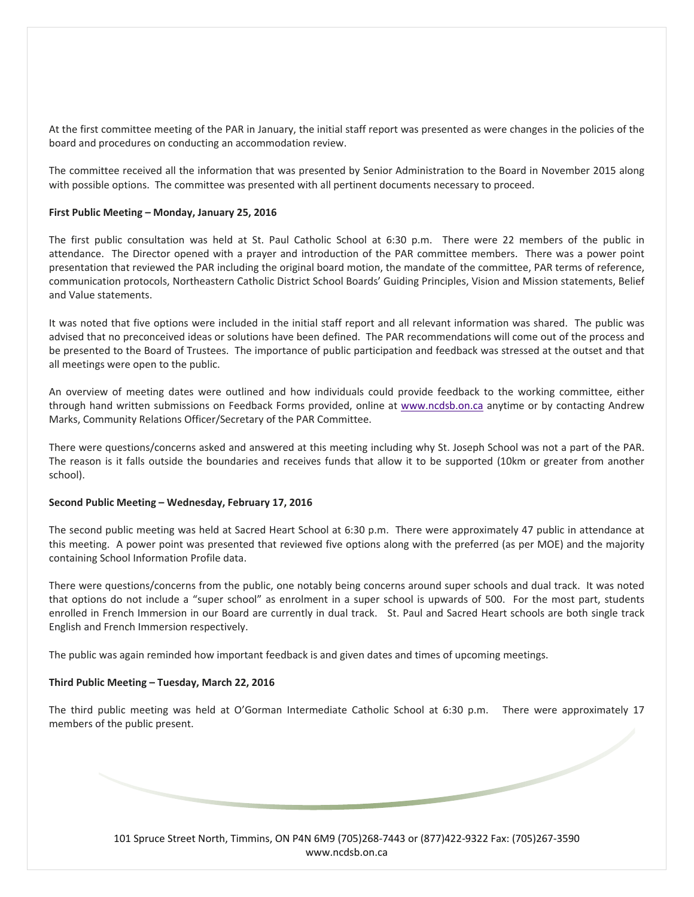At the first committee meeting of the PAR in January, the initial staff report was presented as were changes in the policies of the board and procedures on conducting an accommodation review.

The committee received all the information that was presented by Senior Administration to the Board in November 2015 along with possible options. The committee was presented with all pertinent documents necessary to proceed.

**First Public Meeting – Monday, January 25, 2016**

The first public consultation was held at St. Paul Catholic School at 6:30 p.m. There were 22 members of the public in attendance. The Director opened with a prayer and introduction of the PAR committee members. There was a power point presentation that reviewed the PAR including the original board motion, the mandate of the committee, PAR terms of reference, communication protocols, Northeastern Catholic District School Boards' Guiding Principles, Vision and Mission statements, Belief and Value statements.

It was noted that five options were included in the initial staff report and all relevant information was shared. The public was advised that no preconceived ideas or solutions have been defined. The PAR recommendations will come out of the process and be presented to the Board of Trustees. The importance of public participation and feedback was stressed at the outset and that all meetings were open to the public.

An overview of meeting dates were outlined and how individuals could provide feedback to the working committee, either through hand written submissions on Feedback Forms provided, online at www.ncdsb.on.ca anytime or by contacting Andrew Marks, Community Relations Officer/Secretary of the PAR Committee.

There were questions/concerns asked and answered at this meeting including why St. Joseph School was not a part of the PAR. The reason is it falls outside the boundaries and receives funds that allow it to be supported (10km or greater from another school).

**Second Public Meeting – Wednesday, February 17, 2016**

The second public meeting was held at Sacred Heart School at 6:30 p.m. There were approximately 47 public in attendance at this meeting. A power point was presented that reviewed five options along with the preferred (as per MOE) and the majority containing School Information Profile data.

There were questions/concerns from the public, one notably being concerns around super schools and dual track. It was noted that options do not include a "super school" as enrolment in a super school is upwards of 500. For the most part, students enrolled in French Immersion in our Board are currently in dual track. St. Paul and Sacred Heart schools are both single track English and French Immersion respectively.

The public was again reminded how important feedback is and given dates and times of upcoming meetings.

**Third Public Meeting – Tuesday, March 22, 2016**

The third public meeting was held at O'Gorman Intermediate Catholic School at 6:30 p.m. There were approximately 17 members of the public present.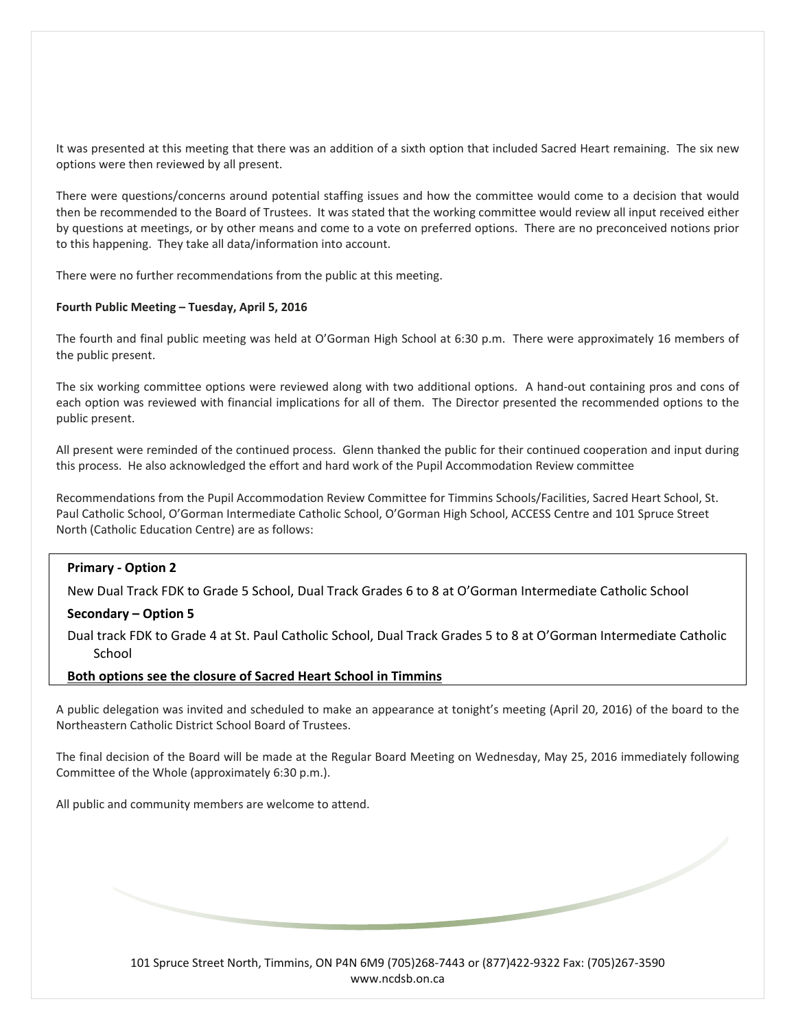It was presented at this meeting that there was an addition of a sixth option that included Sacred Heart remaining. The six new options were then reviewed by all present.

There were questions/concerns around potential staffing issues and how the committee would come to a decision that would then be recommended to the Board of Trustees. It was stated that the working committee would review all input received either by questions at meetings, or by other means and come to a vote on preferred options. There are no preconceived notions prior to this happening. They take all data/information into account.

There were no further recommendations from the public at this meeting.

**Fourth Public Meeting – Tuesday, April 5, 2016**

The fourth and final public meeting was held at O'Gorman High School at 6:30 p.m. There were approximately 16 members of the public present.

The six working committee options were reviewed along with two additional options. A hand-out containing pros and cons of each option was reviewed with financial implications for all of them. The Director presented the recommended options to the public present.

All present were reminded of the continued process. Glenn thanked the public for their continued cooperation and input during this process. He also acknowledged the effort and hard work of the Pupil Accommodation Review committee

Recommendations from the Pupil Accommodation Review Committee for Timmins Schools/Facilities, Sacred Heart School, St. Paul Catholic School, O'Gorman Intermediate Catholic School, O'Gorman High School, ACCESS Centre and 101 Spruce Street North (Catholic Education Centre) are as follows:

**Primary - Option 2**

New Dual Track FDK to Grade 5 School, Dual Track Grades 6 to 8 at O'Gorman Intermediate Catholic School

**Secondary – Option 5**

Dual track FDK to Grade 4 at St. Paul Catholic School, Dual Track Grades 5 to 8 at O'Gorman Intermediate Catholic School

**Both options see the closure of Sacred Heart School in Timmins**

A public delegation was invited and scheduled to make an appearance at tonight's meeting (April 20, 2016) of the board to the Northeastern Catholic District School Board of Trustees.

The final decision of the Board will be made at the Regular Board Meeting on Wednesday, May 25, 2016 immediately following Committee of the Whole (approximately 6:30 p.m.).

All public and community members are welcome to attend.

101 Spruce Street North, Timmins, ON P4N 6M9 (705)268-7443 or (877)422-9322 Fax: (705)267-3590
www.ncdsb.on.ca